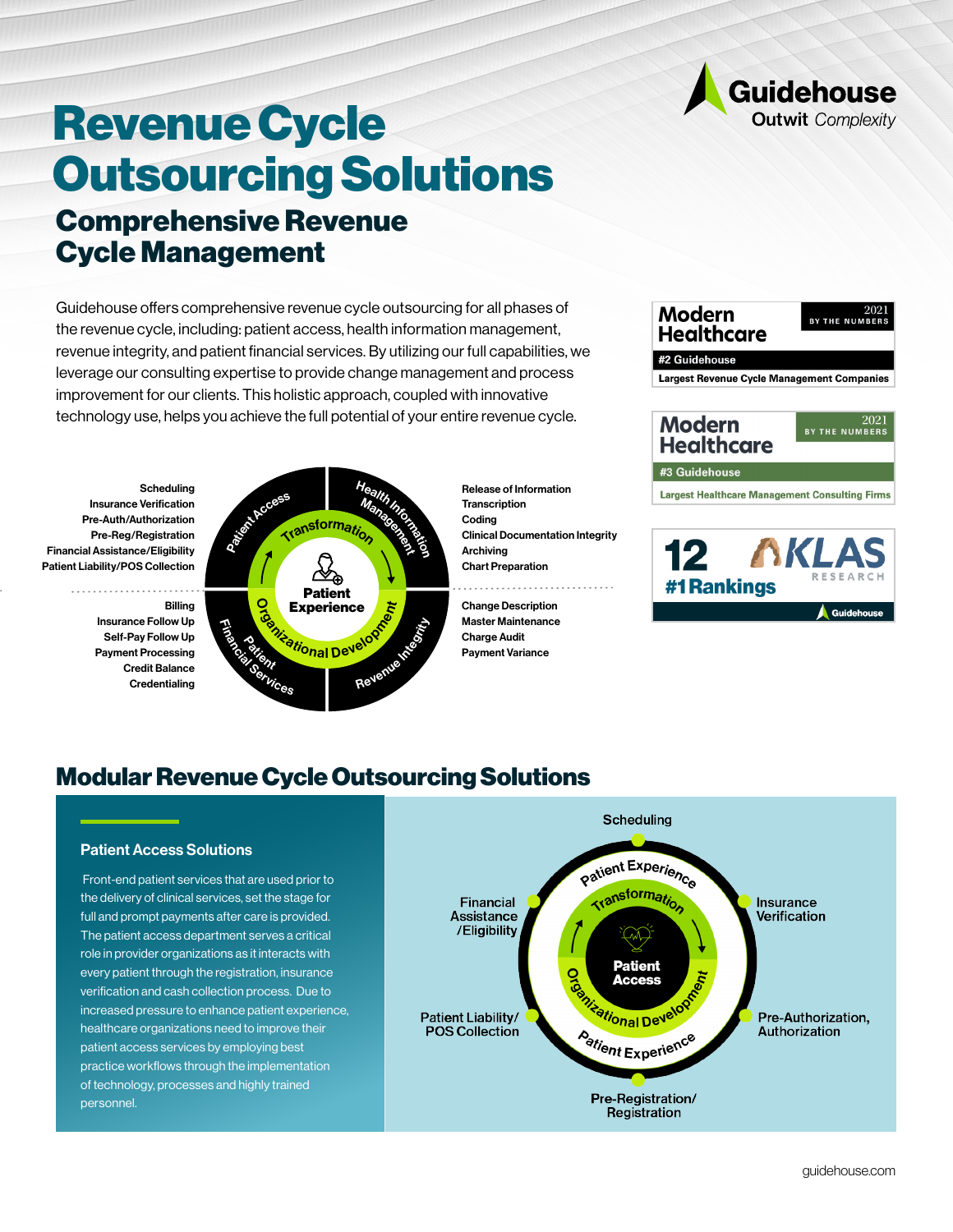Guidehouse
Outwit *Complexity*

# Revenue Cycle Outsourcing Solutions

## Comprehensive Revenue Cycle Management

Guidehouse offers comprehensive revenue cycle outsourcing for all phases of the revenue cycle, including: patient access, health information management, revenue integrity, and patient financial services. By utilizing our full capabilities, we leverage our consulting expertise to provide change management and process improvement for our clients. This holistic approach, coupled with innovative technology use, helps you achieve the full potential of your entire revenue cycle.

**Modern Healthcare** 2021 BY THE NUMBERS
**#2 Guidehouse**
**Largest Revenue Cycle Management Companies**

**Modern Healthcare** 2021 BY THE NUMBERS
**#3 Guidehouse**
**Largest Healthcare Management Consulting Firms**

**12 KLAS RESEARCH #1 Rankings** Guidehouse

**Patient Access**
- Scheduling
- Insurance Verification
- Pre-Auth/Authorization
- Pre-Reg/Registration
- Financial Assistance/Eligibility
- Patient Liability/POS Collection

**Health Information Management**
- Release of Information
- Transcription
- Coding
- Clinical Documentation Integrity
- Archiving
- Chart Preparation

**Patient Financial Services**
- Billing
- Insurance Follow Up
- Self-Pay Follow Up
- Payment Processing
- Credit Balance
- Credentialing

**Revenue Integrity**
- Change Description
- Master Maintenance
- Charge Audit
- Payment Variance

Transformation · Patient Experience · Organizational Development

## Modular Revenue Cycle Outsourcing Solutions

### Patient Access Solutions

Front-end patient services that are used prior to the delivery of clinical services, set the stage for full and prompt payments after care is provided. The patient access department serves a critical role in provider organizations as it interacts with every patient through the registration, insurance verification and cash collection process. Due to increased pressure to enhance patient experience, healthcare organizations need to improve their patient access services by employing best practice workflows through the implementation of technology, processes and highly trained personnel.

**Patient Access** (Patient Experience · Transformation · Organizational Development)
- Scheduling
- Insurance Verification
- Pre-Authorization, Authorization
- Pre-Registration/ Registration
- Patient Liability/ POS Collection
- Financial Assistance /Eligibility

guidehouse.com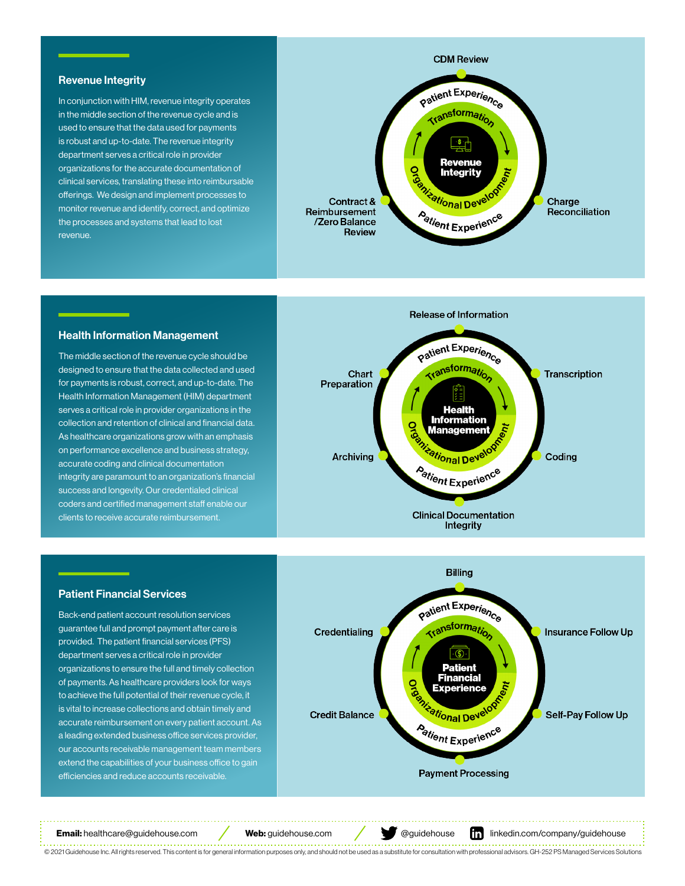## Revenue Integrity

In conjunction with HIM, revenue integrity operates in the middle section of the revenue cycle and is used to ensure that the data used for payments is robust and up-to-date. The revenue integrity department serves a critical role in provider organizations for the accurate documentation of clinical services, translating these into reimbursable offerings. We design and implement processes to monitor revenue and identify, correct, and optimize the processes and systems that lead to lost revenue.

CDM Review

Charge Reconciliation

Contract & Reimbursement /Zero Balance Review

Patient Experience

Transformation

Revenue Integrity

Organizational Development

Patient Experience

## Health Information Management

The middle section of the revenue cycle should be designed to ensure that the data collected and used for payments is robust, correct, and up-to-date. The Health Information Management (HIM) department serves a critical role in provider organizations in the collection and retention of clinical and financial data. As healthcare organizations grow with an emphasis on performance excellence and business strategy, accurate coding and clinical documentation integrity are paramount to an organization's financial success and longevity. Our credentialed clinical coders and certified management staff enable our clients to receive accurate reimbursement.

Release of Information

Transcription

Coding

Clinical Documentation Integrity

Archiving

Chart Preparation

Patient Experience

Transformation

Health Information Management

Organizational Development

Patient Experience

## Patient Financial Services

Back-end patient account resolution services guarantee full and prompt payment after care is provided. The patient financial services (PFS) department serves a critical role in provider organizations to ensure the full and timely collection of payments. As healthcare providers look for ways to achieve the full potential of their revenue cycle, it is vital to increase collections and obtain timely and accurate reimbursement on every patient account. As a leading extended business office services provider, our accounts receivable management team members extend the capabilities of your business office to gain efficiencies and reduce accounts receivable.

Billing

Insurance Follow Up

Self-Pay Follow Up

Payment Processing

Credit Balance

Credentialing

Patient Experience

Transformation

Patient Financial Experience

Organizational Development

Patient Experience

**Email:** healthcare@guidehouse.com **Web:** guidehouse.com @guidehouse linkedin.com/company/guidehouse

© 2021 Guidehouse Inc. All rights reserved. This content is for general information purposes only, and should not be used as a substitute for consultation with professional advisors. GH-252 PS Managed Services Solutions